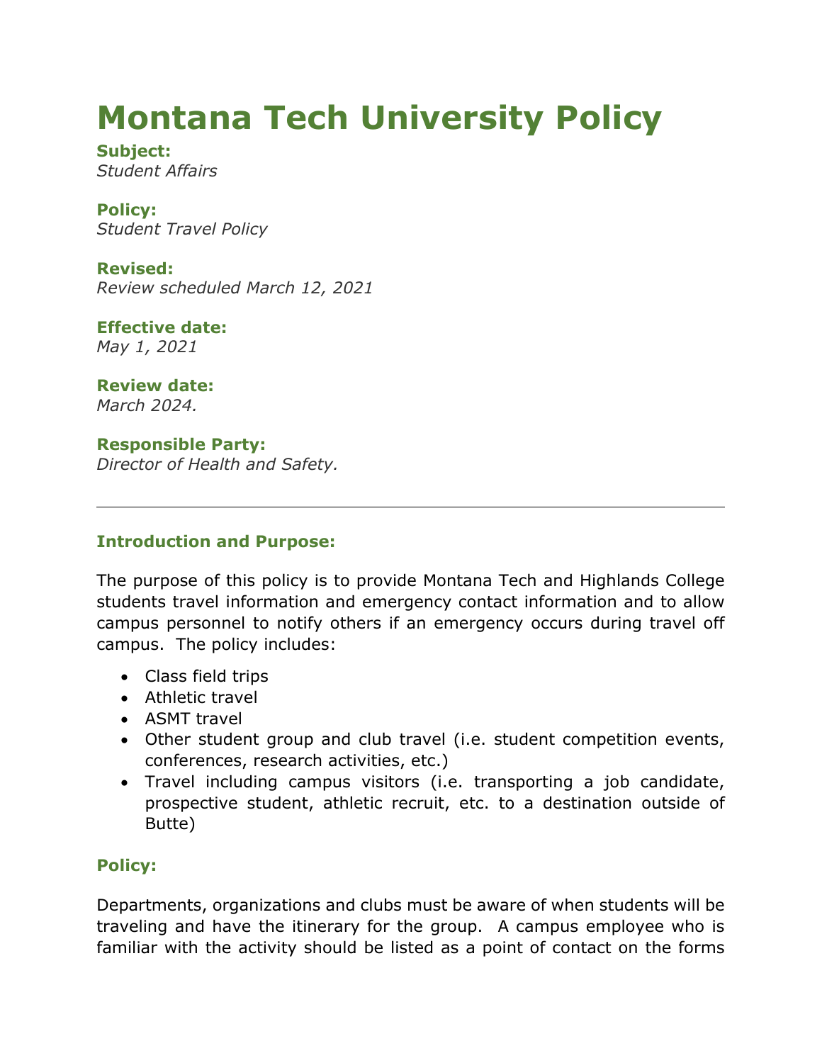# Montana Tech University Policy

**Subject:**
*Student Affairs*

**Policy:**
*Student Travel Policy*

**Revised:**
*Review scheduled March 12, 2021*

**Effective date:**
*May 1, 2021*

**Review date:**
*March 2024.*

**Responsible Party:**
*Director of Health and Safety.*

---

### Introduction and Purpose:

The purpose of this policy is to provide Montana Tech and Highlands College students travel information and emergency contact information and to allow campus personnel to notify others if an emergency occurs during travel off campus. The policy includes:

- Class field trips
- Athletic travel
- ASMT travel
- Other student group and club travel (i.e. student competition events, conferences, research activities, etc.)
- Travel including campus visitors (i.e. transporting a job candidate, prospective student, athletic recruit, etc. to a destination outside of Butte)

### Policy:

Departments, organizations and clubs must be aware of when students will be traveling and have the itinerary for the group. A campus employee who is familiar with the activity should be listed as a point of contact on the forms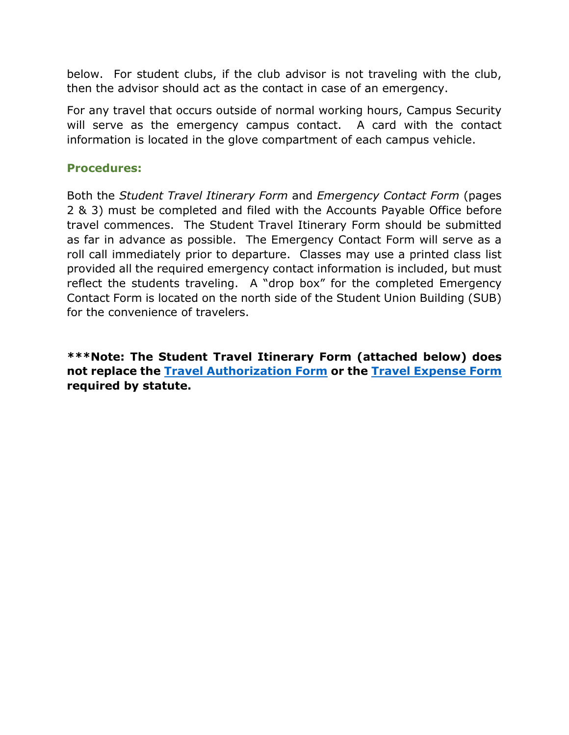below. For student clubs, if the club advisor is not traveling with the club, then the advisor should act as the contact in case of an emergency.

For any travel that occurs outside of normal working hours, Campus Security will serve as the emergency campus contact. A card with the contact information is located in the glove compartment of each campus vehicle.

### Procedures:

Both the *Student Travel Itinerary Form* and *Emergency Contact Form* (pages 2 & 3) must be completed and filed with the Accounts Payable Office before travel commences. The Student Travel Itinerary Form should be submitted as far in advance as possible. The Emergency Contact Form will serve as a roll call immediately prior to departure. Classes may use a printed class list provided all the required emergency contact information is included, but must reflect the students traveling. A "drop box" for the completed Emergency Contact Form is located on the north side of the Student Union Building (SUB) for the convenience of travelers.

**\*\*\*Note: The Student Travel Itinerary Form (attached below) does not replace the Travel Authorization Form or the Travel Expense Form required by statute.**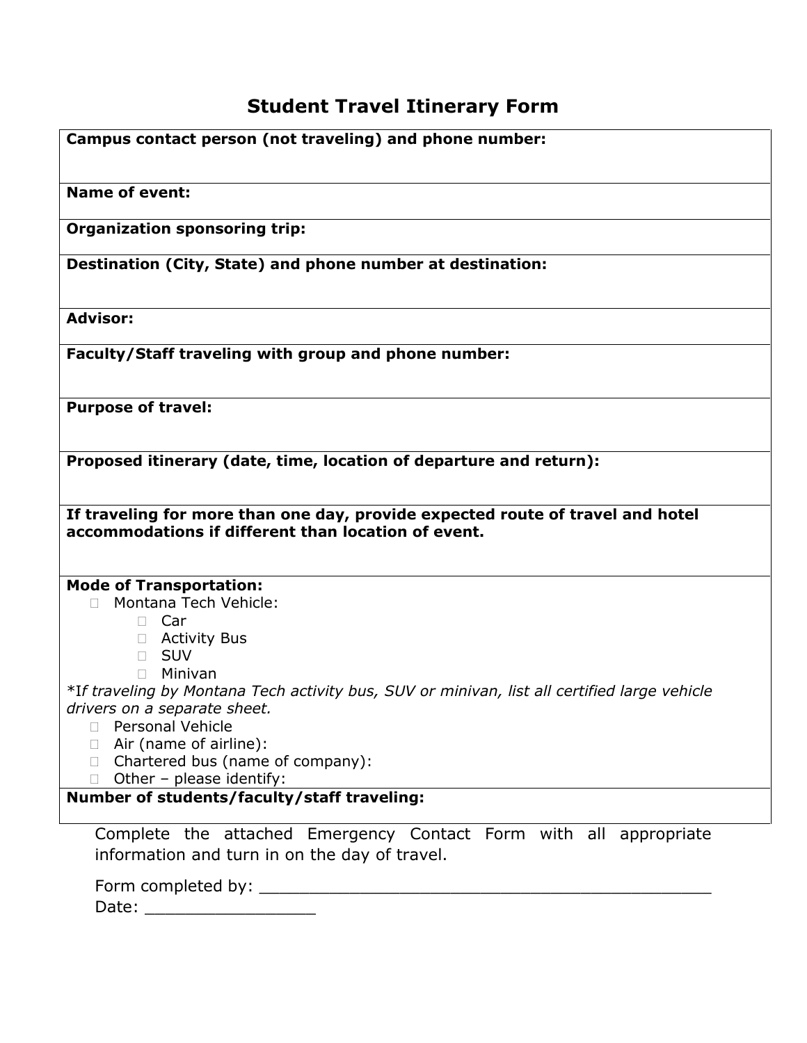# Student Travel Itinerary Form

**Campus contact person (not traveling) and phone number:**

**Name of event:**

**Organization sponsoring trip:**

**Destination (City, State) and phone number at destination:**

**Advisor:**

**Faculty/Staff traveling with group and phone number:**

**Purpose of travel:**

**Proposed itinerary (date, time, location of departure and return):**

**If traveling for more than one day, provide expected route of travel and hotel accommodations if different than location of event.**

**Mode of Transportation:**

- ☐ Montana Tech Vehicle:
  - ☐ Car
  - ☐ Activity Bus
  - ☐ SUV
  - ☐ Minivan

*\*If traveling by Montana Tech activity bus, SUV or minivan, list all certified large vehicle drivers on a separate sheet.*

- ☐ Personal Vehicle
- ☐ Air (name of airline):
- ☐ Chartered bus (name of company):
- ☐ Other – please identify:

**Number of students/faculty/staff traveling:**

Complete the attached Emergency Contact Form with all appropriate information and turn in on the day of travel.

Form completed by: ______________________________________________

Date: _________________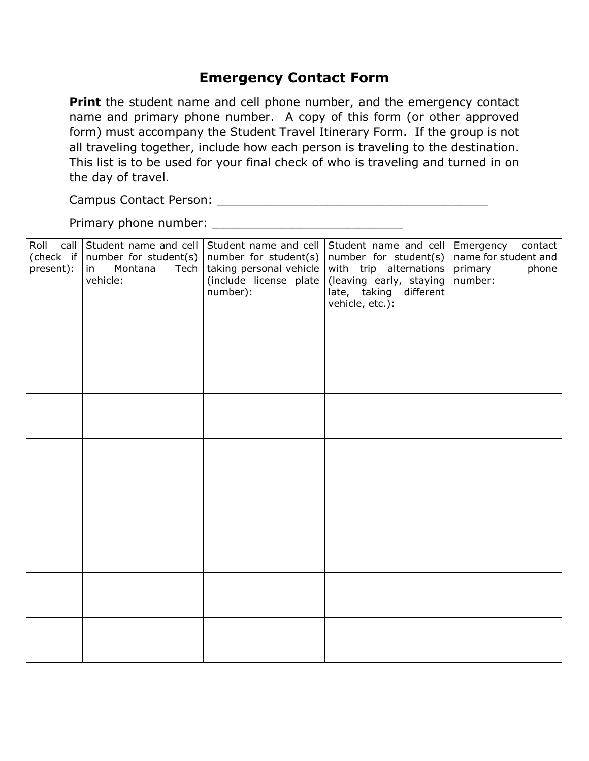# Emergency Contact Form

**Print** the student name and cell phone number, and the emergency contact name and primary phone number. A copy of this form (or other approved form) must accompany the Student Travel Itinerary Form. If the group is not all traveling together, include how each person is traveling to the destination. This list is to be used for your final check of who is traveling and turned in on the day of travel.

Campus Contact Person: ______________________________________

Primary phone number: ___________________________

| Roll call (check if present): | Student name and cell number for student(s) in Montana Tech vehicle: | Student name and cell number for student(s) taking personal vehicle (include license plate number): | Student name and cell number for student(s) with trip alternations (leaving early, staying late, taking different vehicle, etc.): | Emergency contact name for student and primary phone number: |
|---|---|---|---|---|
| | | | | |
| | | | | |
| | | | | |
| | | | | |
| | | | | |
| | | | | |
| | | | | |
| | | | | |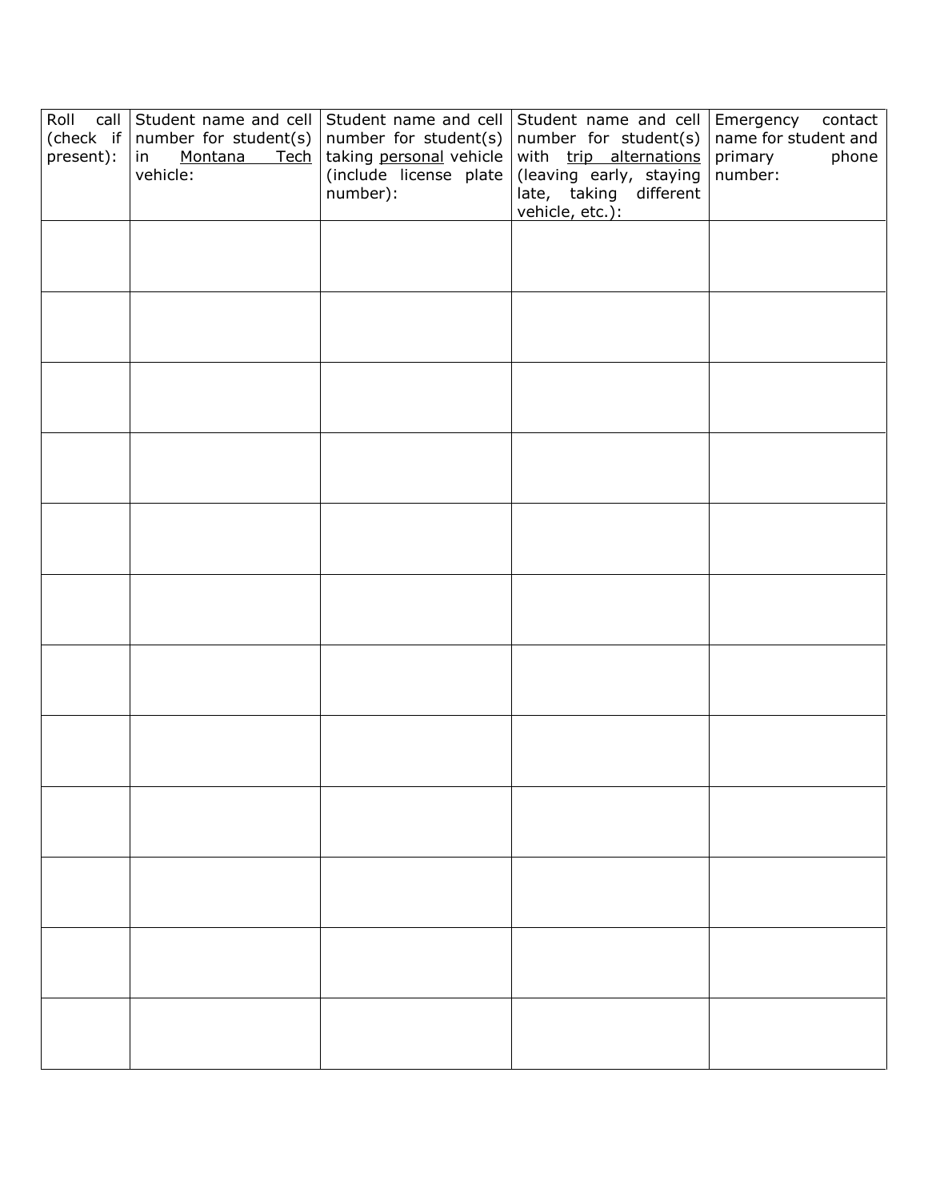| Roll call (check if present): | Student name and cell number for student(s) in Montana Tech vehicle: | Student name and cell number for student(s) taking personal vehicle (include license plate number): | Student name and cell number for student(s) with trip alternations (leaving early, staying late, taking different vehicle, etc.): | Emergency contact name for student and primary phone number: |
|---|---|---|---|---|
| | | | | |
| | | | | |
| | | | | |
| | | | | |
| | | | | |
| | | | | |
| | | | | |
| | | | | |
| | | | | |
| | | | | |
| | | | | |
| | | | | |